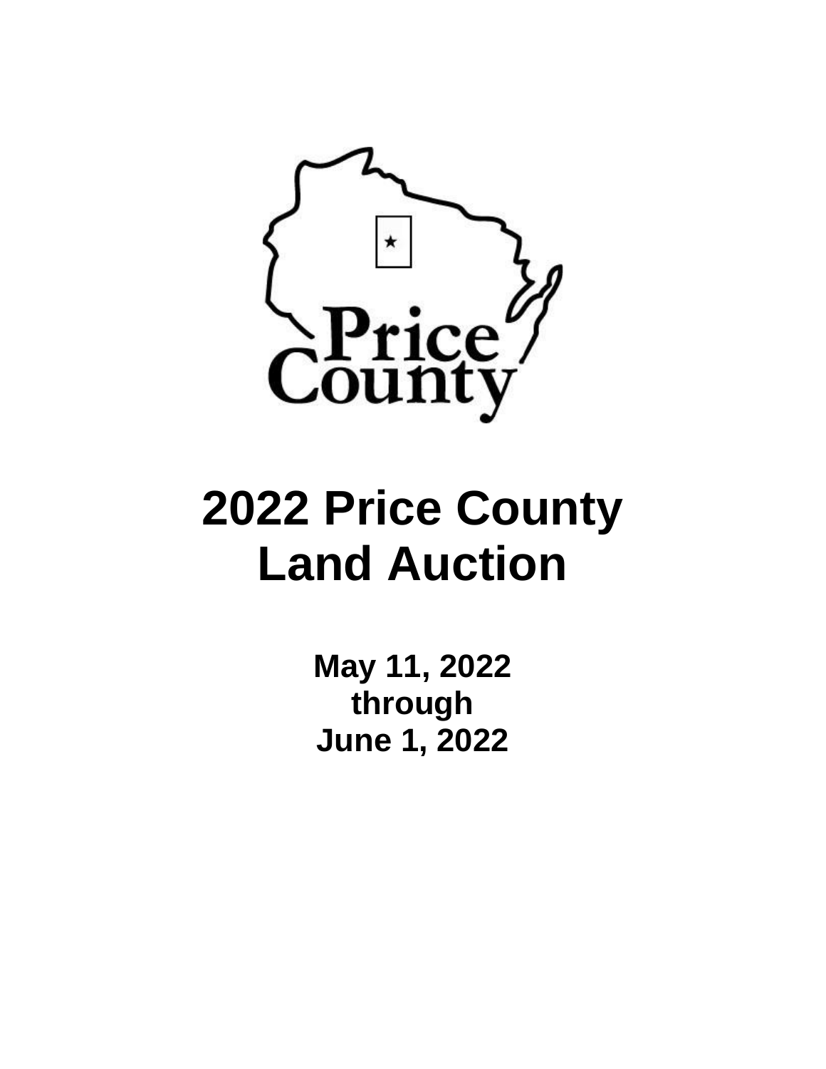# 2022 Price County Land Auction

**May 11, 2022**
**through**
**June 1, 2022**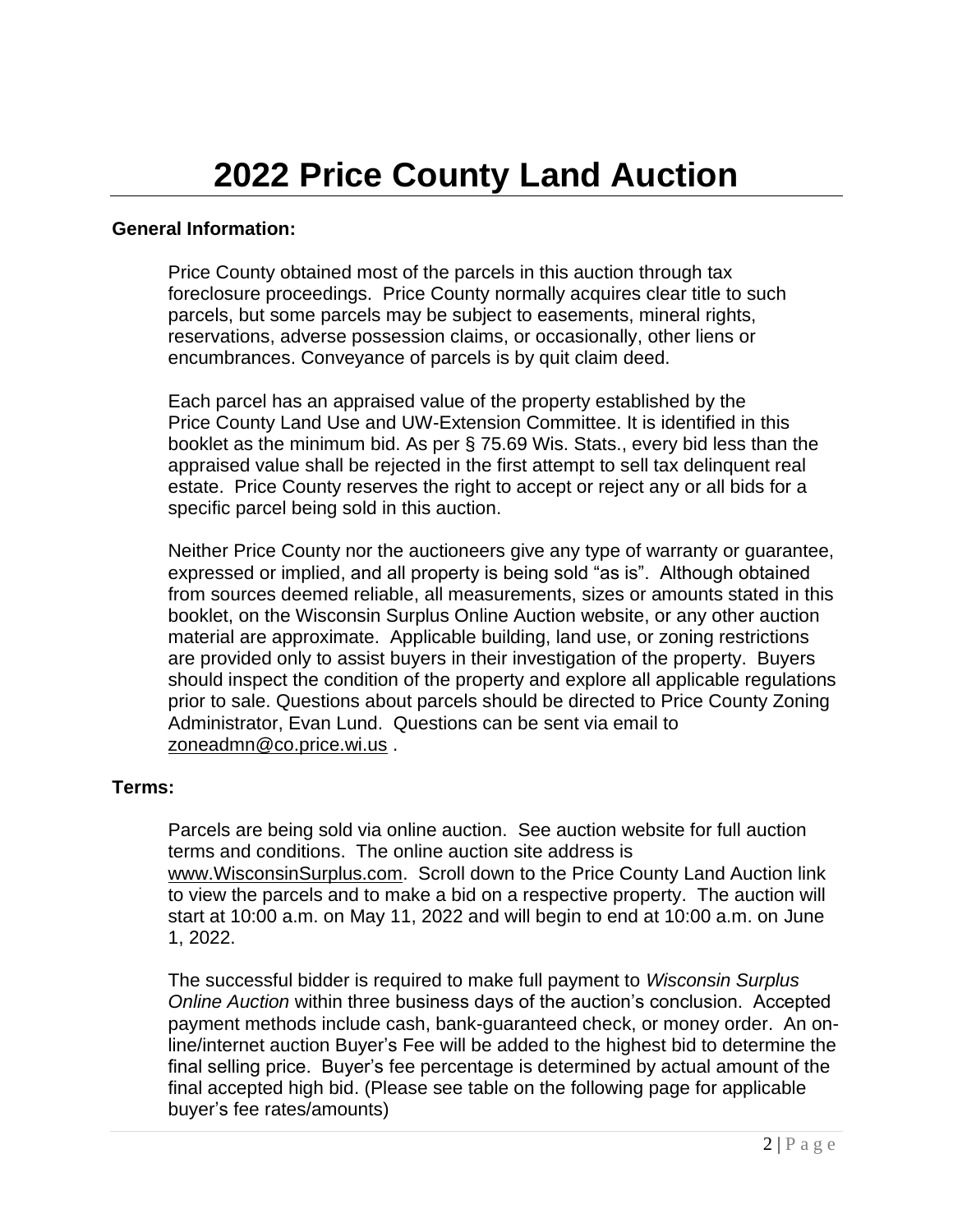# 2022 Price County Land Auction

**General Information:**

Price County obtained most of the parcels in this auction through tax foreclosure proceedings. Price County normally acquires clear title to such parcels, but some parcels may be subject to easements, mineral rights, reservations, adverse possession claims, or occasionally, other liens or encumbrances. Conveyance of parcels is by quit claim deed.

Each parcel has an appraised value of the property established by the Price County Land Use and UW-Extension Committee. It is identified in this booklet as the minimum bid. As per § 75.69 Wis. Stats., every bid less than the appraised value shall be rejected in the first attempt to sell tax delinquent real estate. Price County reserves the right to accept or reject any or all bids for a specific parcel being sold in this auction.

Neither Price County nor the auctioneers give any type of warranty or guarantee, expressed or implied, and all property is being sold "as is". Although obtained from sources deemed reliable, all measurements, sizes or amounts stated in this booklet, on the Wisconsin Surplus Online Auction website, or any other auction material are approximate. Applicable building, land use, or zoning restrictions are provided only to assist buyers in their investigation of the property. Buyers should inspect the condition of the property and explore all applicable regulations prior to sale. Questions about parcels should be directed to Price County Zoning Administrator, Evan Lund. Questions can be sent via email to zoneadmn@co.price.wi.us .

**Terms:**

Parcels are being sold via online auction. See auction website for full auction terms and conditions. The online auction site address is www.WisconsinSurplus.com. Scroll down to the Price County Land Auction link to view the parcels and to make a bid on a respective property. The auction will start at 10:00 a.m. on May 11, 2022 and will begin to end at 10:00 a.m. on June 1, 2022.

The successful bidder is required to make full payment to *Wisconsin Surplus Online Auction* within three business days of the auction's conclusion. Accepted payment methods include cash, bank-guaranteed check, or money order. An on-line/internet auction Buyer's Fee will be added to the highest bid to determine the final selling price. Buyer's fee percentage is determined by actual amount of the final accepted high bid. (Please see table on the following page for applicable buyer's fee rates/amounts)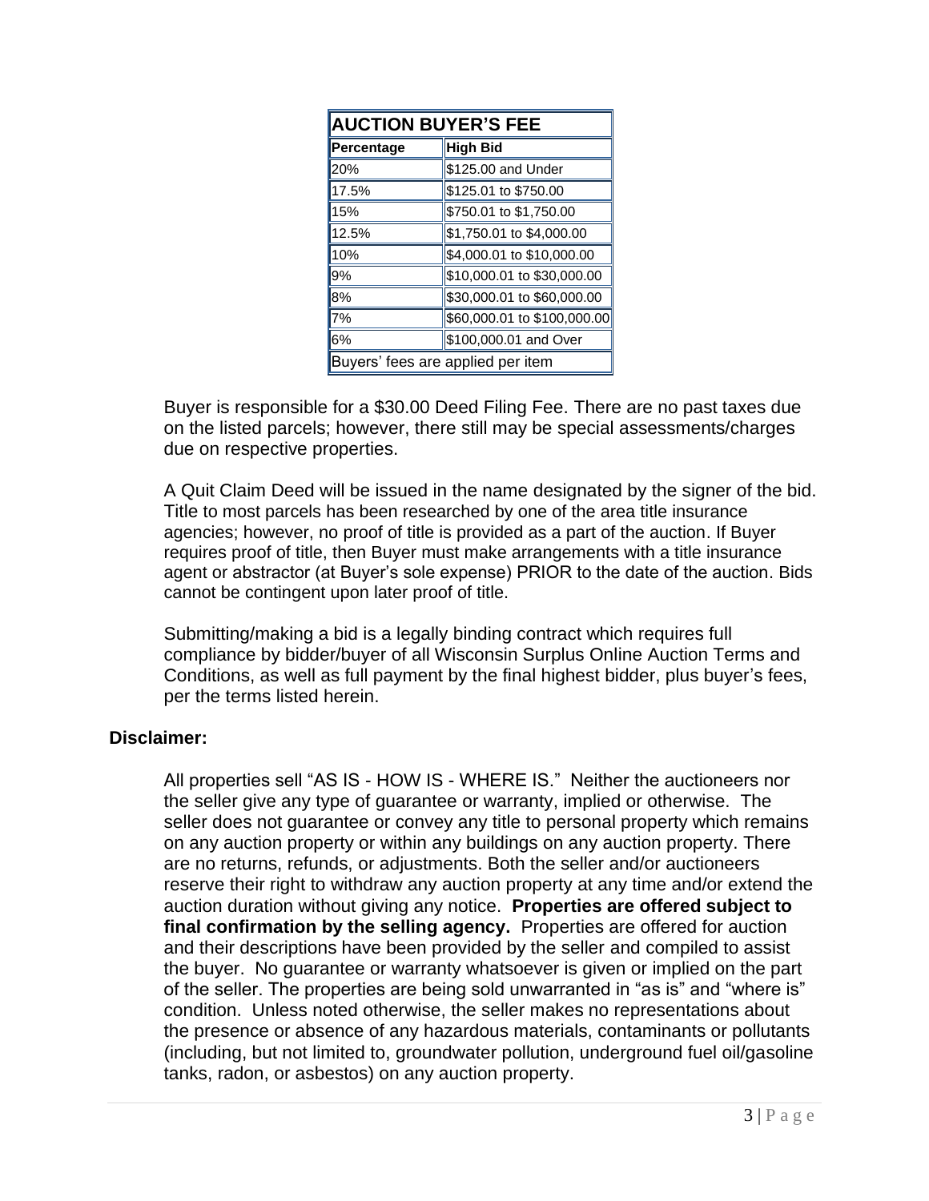| AUCTION BUYER'S FEE | |
|---|---|
| **Percentage** | **High Bid** |
| 20% | $125.00 and Under |
| 17.5% | $125.01 to $750.00 |
| 15% | $750.01 to $1,750.00 |
| 12.5% | $1,750.01 to $4,000.00 |
| 10% | $4,000.01 to $10,000.00 |
| 9% | $10,000.01 to $30,000.00 |
| 8% | $30,000.01 to $60,000.00 |
| 7% | $60,000.01 to $100,000.00 |
| 6% | $100,000.01 and Over |
| Buyers' fees are applied per item | |

Buyer is responsible for a $30.00 Deed Filing Fee. There are no past taxes due on the listed parcels; however, there still may be special assessments/charges due on respective properties.

A Quit Claim Deed will be issued in the name designated by the signer of the bid. Title to most parcels has been researched by one of the area title insurance agencies; however, no proof of title is provided as a part of the auction. If Buyer requires proof of title, then Buyer must make arrangements with a title insurance agent or abstractor (at Buyer's sole expense) PRIOR to the date of the auction. Bids cannot be contingent upon later proof of title.

Submitting/making a bid is a legally binding contract which requires full compliance by bidder/buyer of all Wisconsin Surplus Online Auction Terms and Conditions, as well as full payment by the final highest bidder, plus buyer's fees, per the terms listed herein.

**Disclaimer:**

All properties sell "AS IS - HOW IS - WHERE IS." Neither the auctioneers nor the seller give any type of guarantee or warranty, implied or otherwise. The seller does not guarantee or convey any title to personal property which remains on any auction property or within any buildings on any auction property. There are no returns, refunds, or adjustments. Both the seller and/or auctioneers reserve their right to withdraw any auction property at any time and/or extend the auction duration without giving any notice. **Properties are offered subject to final confirmation by the selling agency.** Properties are offered for auction and their descriptions have been provided by the seller and compiled to assist the buyer. No guarantee or warranty whatsoever is given or implied on the part of the seller. The properties are being sold unwarranted in "as is" and "where is" condition. Unless noted otherwise, the seller makes no representations about the presence or absence of any hazardous materials, contaminants or pollutants (including, but not limited to, groundwater pollution, underground fuel oil/gasoline tanks, radon, or asbestos) on any auction property.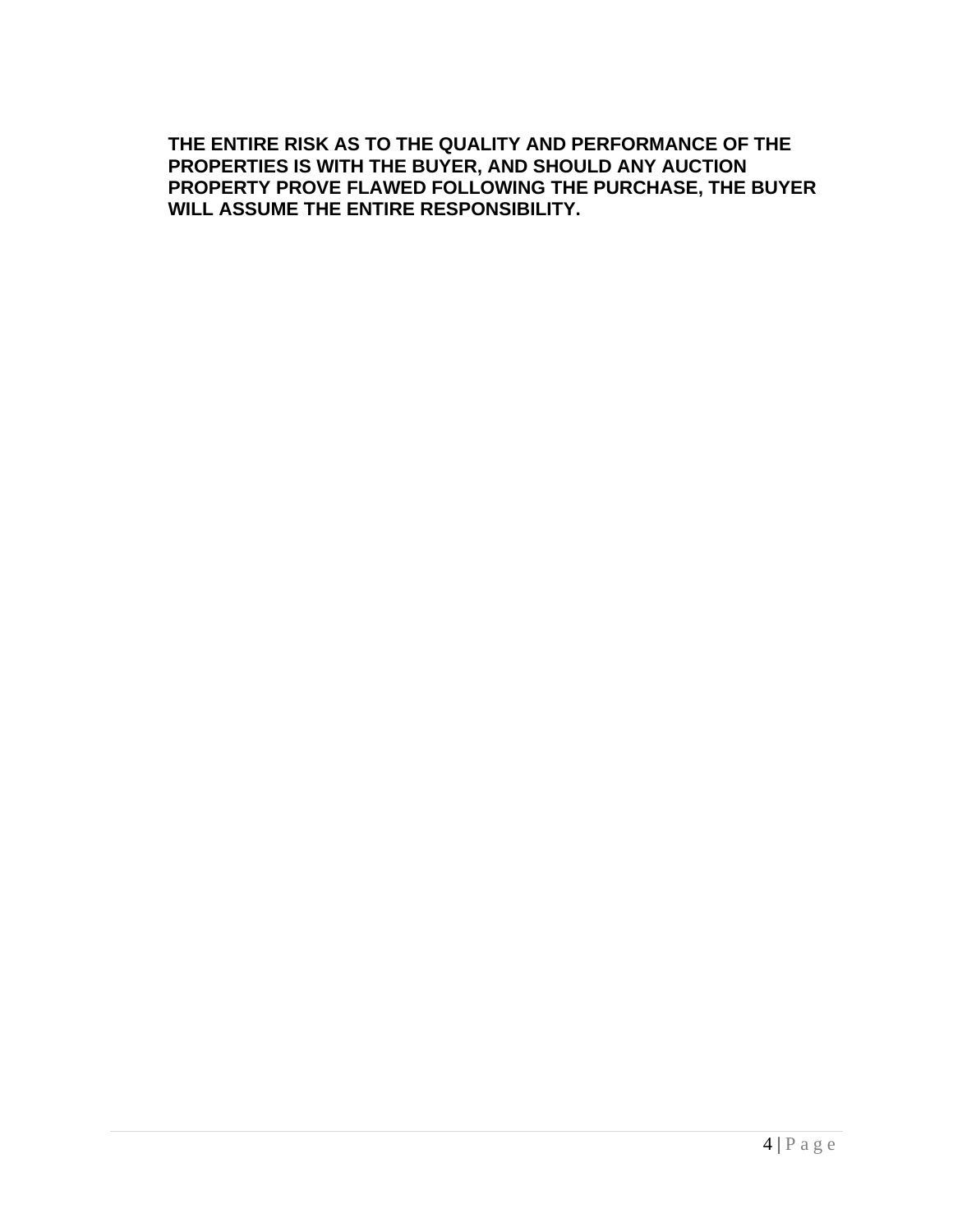**THE ENTIRE RISK AS TO THE QUALITY AND PERFORMANCE OF THE PROPERTIES IS WITH THE BUYER, AND SHOULD ANY AUCTION PROPERTY PROVE FLAWED FOLLOWING THE PURCHASE, THE BUYER WILL ASSUME THE ENTIRE RESPONSIBILITY.**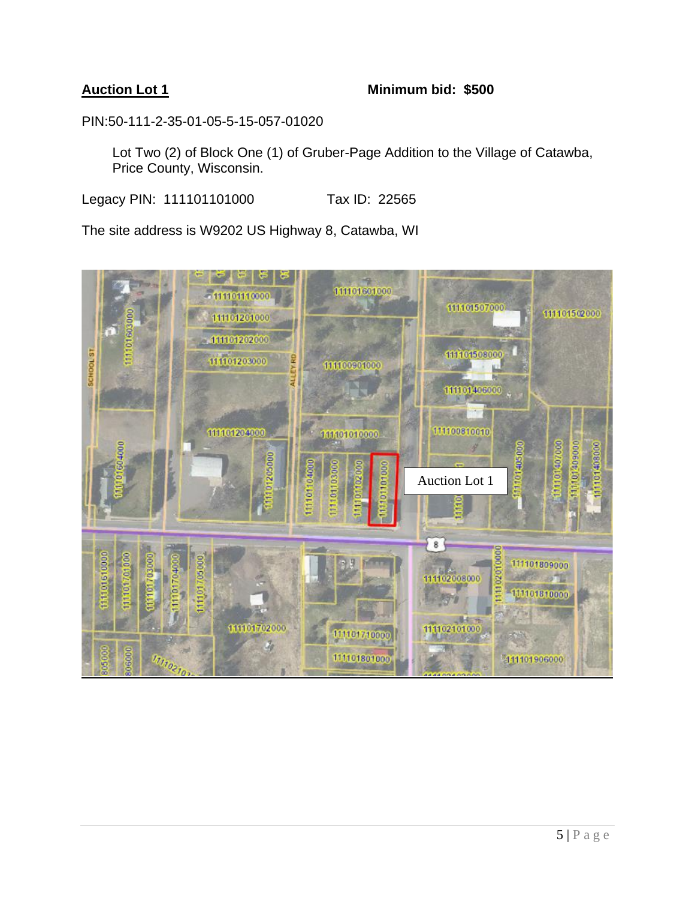**Auction Lot 1** **Minimum bid: $500**

PIN:50-111-2-35-01-05-5-15-057-01020

> Lot Two (2) of Block One (1) of Gruber-Page Addition to the Village of Catawba, Price County, Wisconsin.

Legacy PIN: 111101101000 Tax ID: 22565

The site address is W9202 US Highway 8, Catawba, WI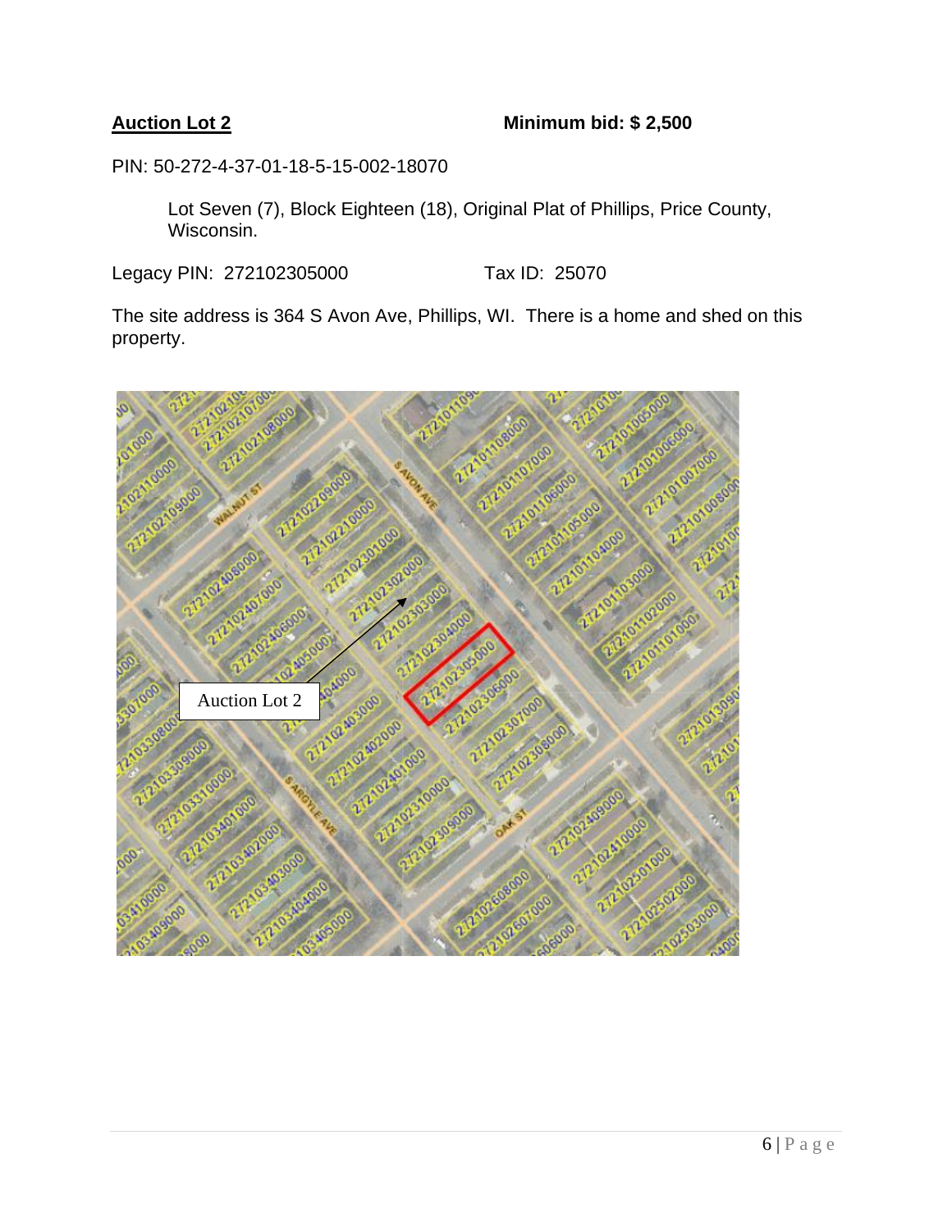**Auction Lot 2** **Minimum bid: $ 2,500**

PIN: 50-272-4-37-01-18-5-15-002-18070

> Lot Seven (7), Block Eighteen (18), Original Plat of Phillips, Price County, Wisconsin.

Legacy PIN: 272102305000 Tax ID: 25070

The site address is 364 S Avon Ave, Phillips, WI. There is a home and shed on this property.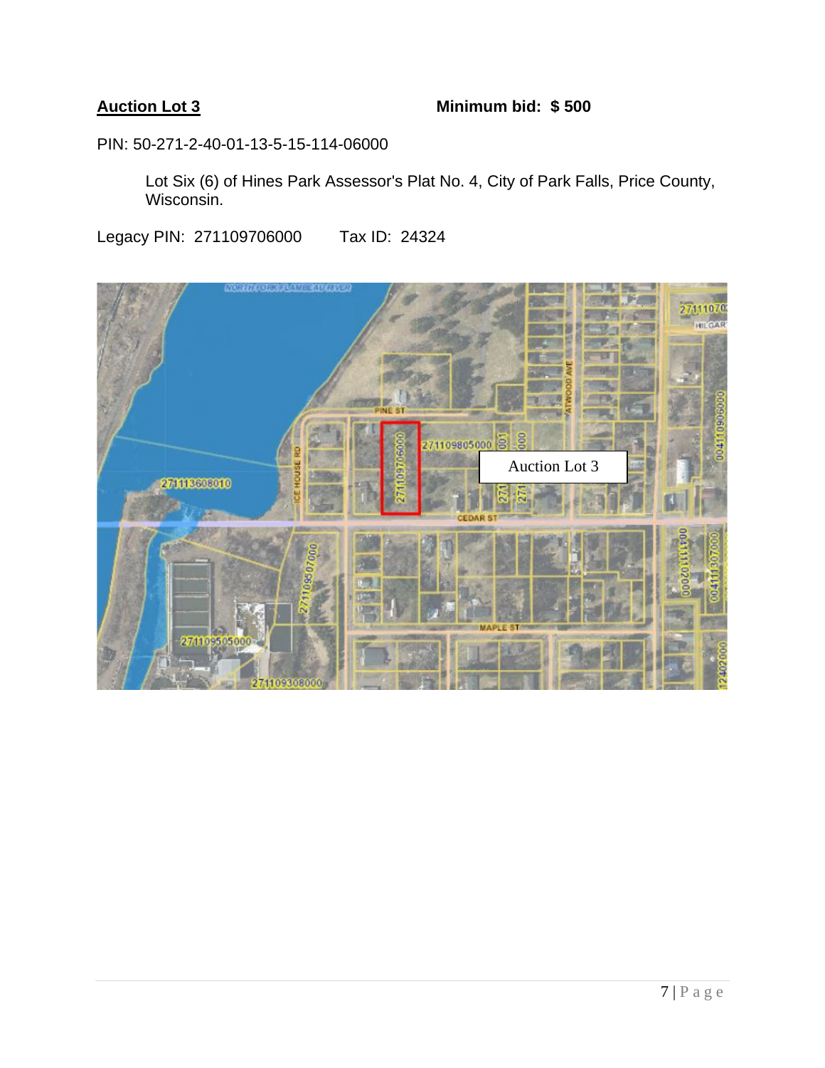**Auction Lot 3** **Minimum bid: $ 500**

PIN: 50-271-2-40-01-13-5-15-114-06000

> Lot Six (6) of Hines Park Assessor's Plat No. 4, City of Park Falls, Price County, Wisconsin.

Legacy PIN: 271109706000 Tax ID: 24324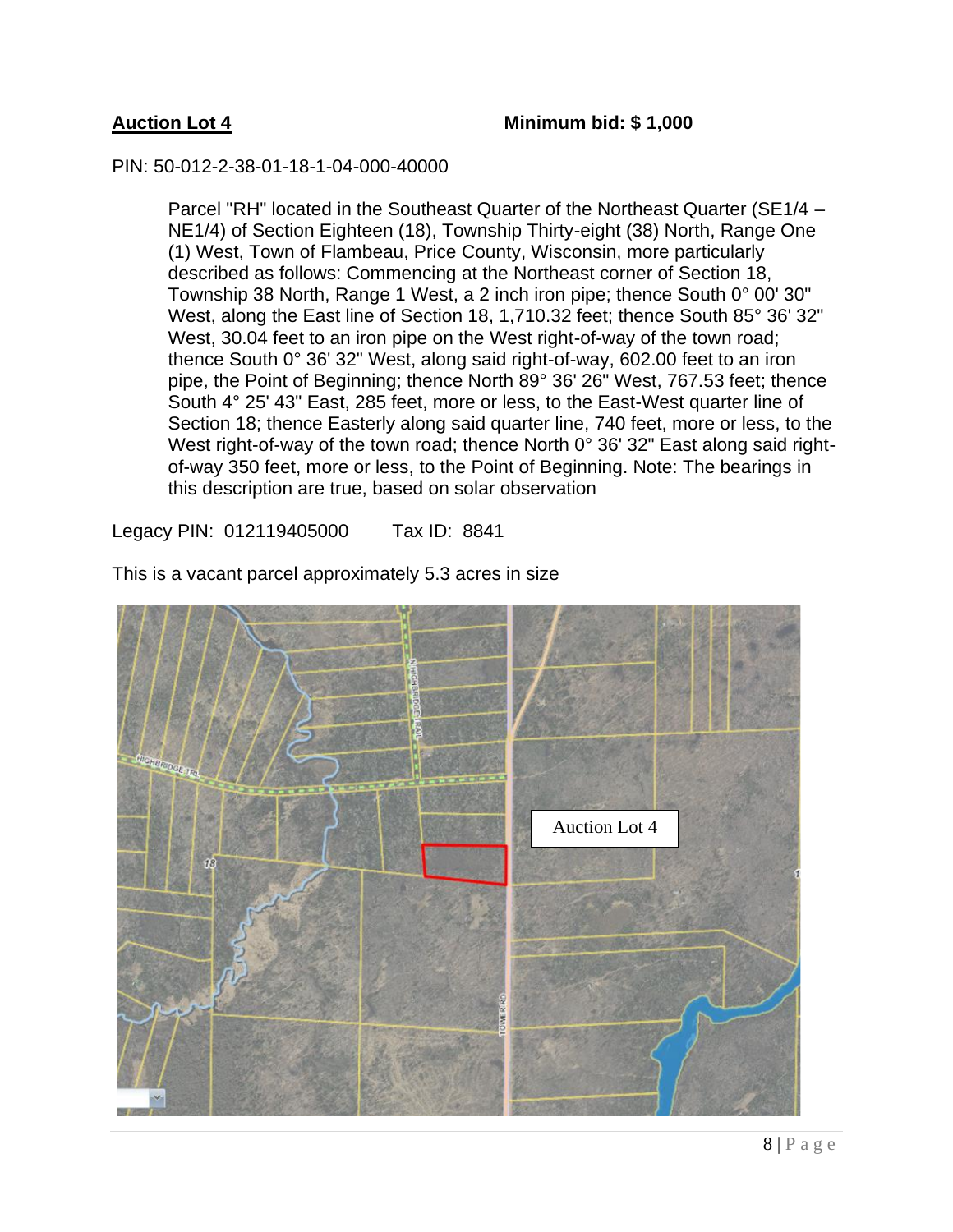**Auction Lot 4** **Minimum bid: $ 1,000**

PIN: 50-012-2-38-01-18-1-04-000-40000

> Parcel "RH" located in the Southeast Quarter of the Northeast Quarter (SE1/4 – NE1/4) of Section Eighteen (18), Township Thirty-eight (38) North, Range One (1) West, Town of Flambeau, Price County, Wisconsin, more particularly described as follows: Commencing at the Northeast corner of Section 18, Township 38 North, Range 1 West, a 2 inch iron pipe; thence South 0° 00' 30" West, along the East line of Section 18, 1,710.32 feet; thence South 85° 36' 32" West, 30.04 feet to an iron pipe on the West right-of-way of the town road; thence South 0° 36' 32" West, along said right-of-way, 602.00 feet to an iron pipe, the Point of Beginning; thence North 89° 36' 26" West, 767.53 feet; thence South 4° 25' 43" East, 285 feet, more or less, to the East-West quarter line of Section 18; thence Easterly along said quarter line, 740 feet, more or less, to the West right-of-way of the town road; thence North 0° 36' 32" East along said right-of-way 350 feet, more or less, to the Point of Beginning. Note: The bearings in this description are true, based on solar observation

Legacy PIN: 012119405000 Tax ID: 8841

This is a vacant parcel approximately 5.3 acres in size

Auction Lot 4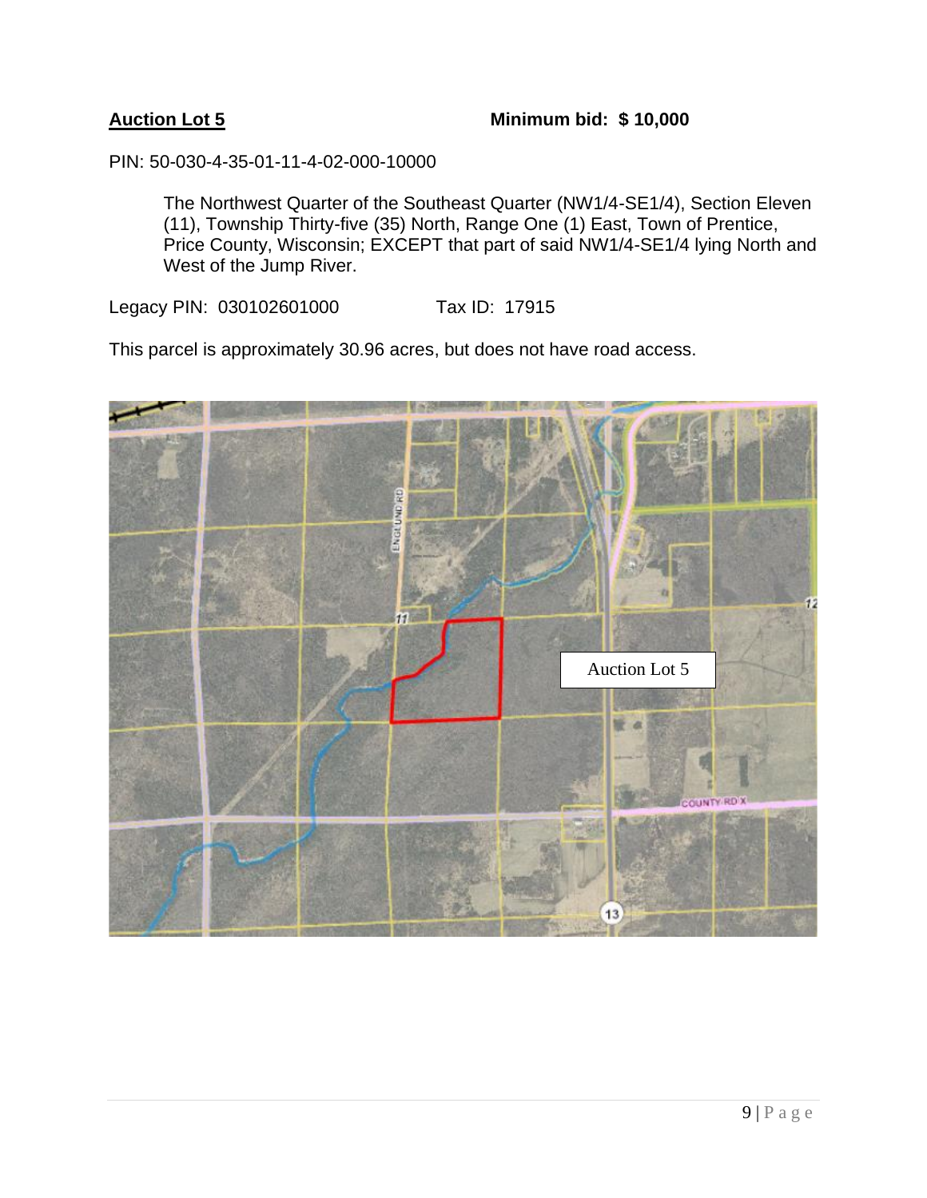**Auction Lot 5** **Minimum bid: $ 10,000**

PIN: 50-030-4-35-01-11-4-02-000-10000

> The Northwest Quarter of the Southeast Quarter (NW1/4-SE1/4), Section Eleven (11), Township Thirty-five (35) North, Range One (1) East, Town of Prentice, Price County, Wisconsin; EXCEPT that part of said NW1/4-SE1/4 lying North and West of the Jump River.

Legacy PIN: 030102601000 Tax ID: 17915

This parcel is approximately 30.96 acres, but does not have road access.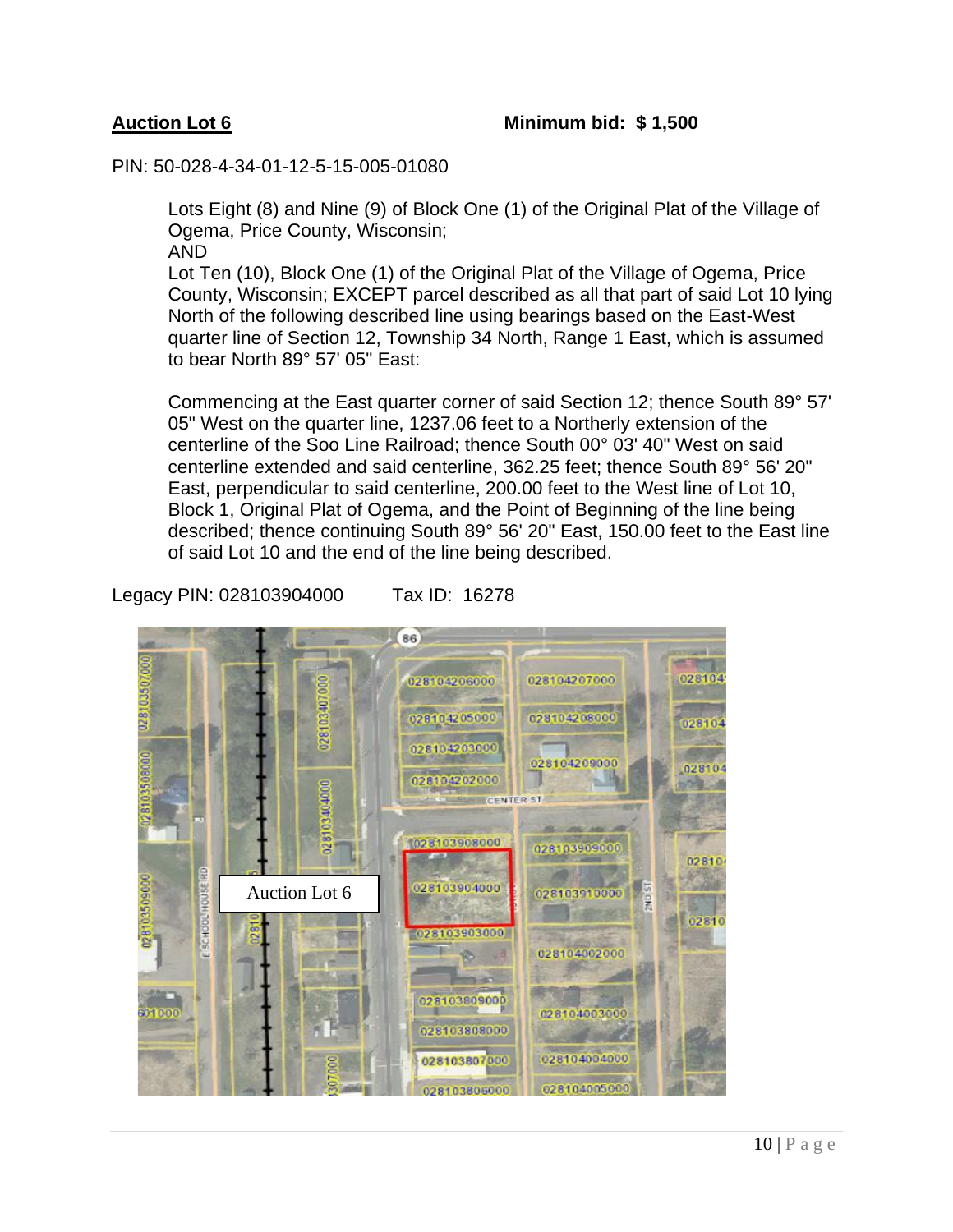**Auction Lot 6** **Minimum bid: $ 1,500**

PIN: 50-028-4-34-01-12-5-15-005-01080

> Lots Eight (8) and Nine (9) of Block One (1) of the Original Plat of the Village of Ogema, Price County, Wisconsin;
> AND
> Lot Ten (10), Block One (1) of the Original Plat of the Village of Ogema, Price County, Wisconsin; EXCEPT parcel described as all that part of said Lot 10 lying North of the following described line using bearings based on the East-West quarter line of Section 12, Township 34 North, Range 1 East, which is assumed to bear North 89° 57' 05" East:
>
> Commencing at the East quarter corner of said Section 12; thence South 89° 57' 05" West on the quarter line, 1237.06 feet to a Northerly extension of the centerline of the Soo Line Railroad; thence South 00° 03' 40" West on said centerline extended and said centerline, 362.25 feet; thence South 89° 56' 20" East, perpendicular to said centerline, 200.00 feet to the West line of Lot 10, Block 1, Original Plat of Ogema, and the Point of Beginning of the line being described; thence continuing South 89° 56' 20" East, 150.00 feet to the East line of said Lot 10 and the end of the line being described.

Legacy PIN: 028103904000 Tax ID: 16278

Auction Lot 6